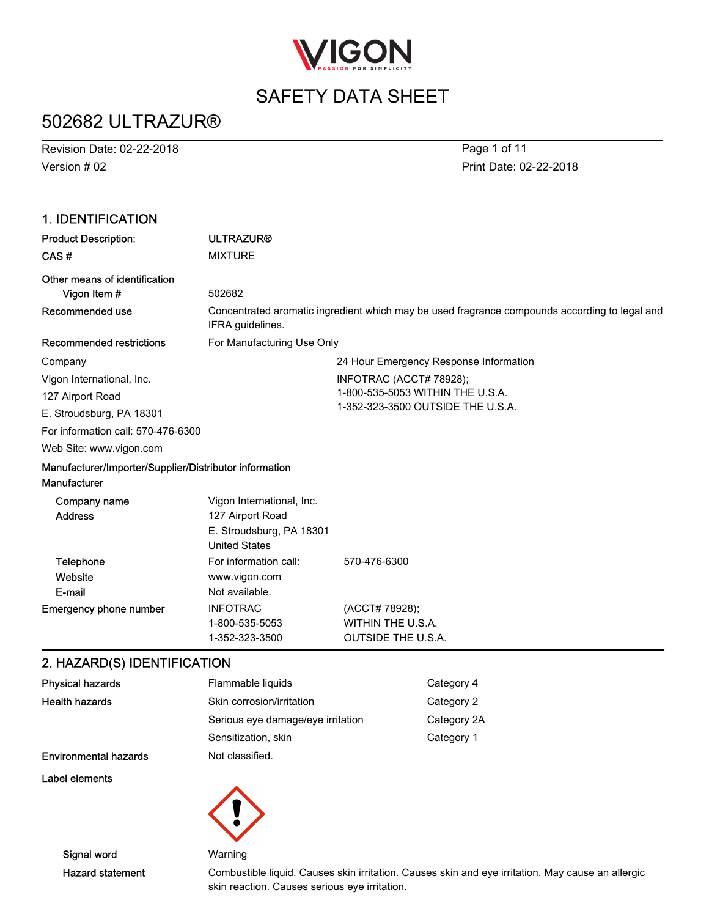# SAFETY DATA SHEET

## 502682 ULTRAZUR®

Revision Date: 02-22-2018
Version # 02
Print Date: 02-22-2018

## 1. IDENTIFICATION

| | |
|---|---|
| **Product Description:** | **ULTRAZUR®** |
| **CAS #** | MIXTURE |
| **Other means of identification** | |
| **Vigon Item #** | 502682 |
| **Recommended use** | Concentrated aromatic ingredient which may be used fragrance compounds according to legal and IFRA guidelines. |
| **Recommended restrictions** | For Manufacturing Use Only |

Company

Vigon International, Inc.
127 Airport Road
E. Stroudsburg, PA 18301
For information call: 570-476-6300
Web Site: www.vigon.com

24 Hour Emergency Response Information

INFOTRAC (ACCT# 78928);
1-800-535-5053 WITHIN THE U.S.A.
1-352-323-3500 OUTSIDE THE U.S.A.

**Manufacturer/Importer/Supplier/Distributor information**

**Manufacturer**

| | | |
|---|---|---|
| **Company name** | Vigon International, Inc. | |
| **Address** | 127 Airport Road<br>E. Stroudsburg, PA 18301<br>United States | |
| **Telephone** | For information call: | 570-476-6300 |
| **Website** | www.vigon.com | |
| **E-mail** | Not available. | |
| **Emergency phone number** | INFOTRAC<br>1-800-535-5053<br>1-352-323-3500 | (ACCT# 78928);<br>WITHIN THE U.S.A.<br>OUTSIDE THE U.S.A. |

## 2. HAZARD(S) IDENTIFICATION

| | | |
|---|---|---|
| **Physical hazards** | Flammable liquids | Category 4 |
| **Health hazards** | Skin corrosion/irritation | Category 2 |
| | Serious eye damage/eye irritation | Category 2A |
| | Sensitization, skin | Category 1 |
| **Environmental hazards** | Not classified. | |

**Label elements**

| | |
|---|---|
| **Signal word** | Warning |
| **Hazard statement** | Combustible liquid. Causes skin irritation. Causes skin and eye irritation. May cause an allergic skin reaction. Causes serious eye irritation. |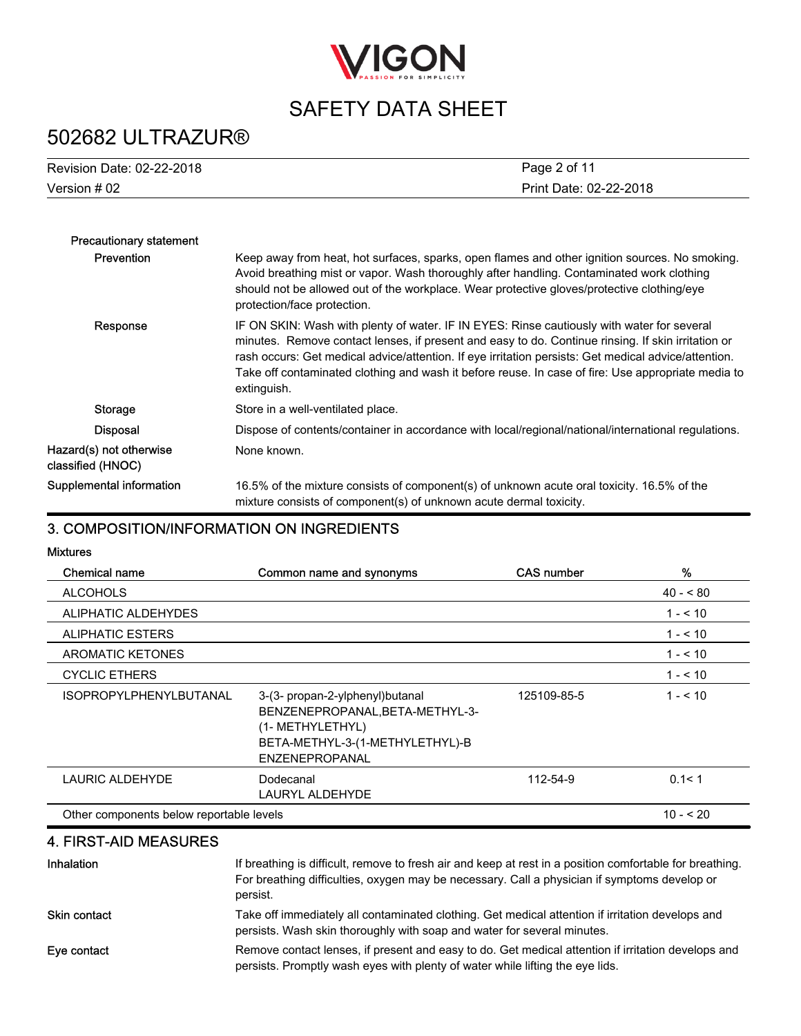**Precautionary statement**

| | |
|---|---|
| **Prevention** | Keep away from heat, hot surfaces, sparks, open flames and other ignition sources. No smoking. Avoid breathing mist or vapor. Wash thoroughly after handling. Contaminated work clothing should not be allowed out of the workplace. Wear protective gloves/protective clothing/eye protection/face protection. |
| **Response** | IF ON SKIN: Wash with plenty of water. IF IN EYES: Rinse cautiously with water for several minutes. Remove contact lenses, if present and easy to do. Continue rinsing. If skin irritation or rash occurs: Get medical advice/attention. If eye irritation persists: Get medical advice/attention. Take off contaminated clothing and wash it before reuse. In case of fire: Use appropriate media to extinguish. |
| **Storage** | Store in a well-ventilated place. |
| **Disposal** | Dispose of contents/container in accordance with local/regional/national/international regulations. |

**Hazard(s) not otherwise classified (HNOC)**: None known.

**Supplemental information**: 16.5% of the mixture consists of component(s) of unknown acute oral toxicity. 16.5% of the mixture consists of component(s) of unknown acute dermal toxicity.

## 3. COMPOSITION/INFORMATION ON INGREDIENTS

**Mixtures**

| Chemical name | Common name and synonyms | CAS number | % |
|---|---|---|---|
| ALCOHOLS | | | 40 - < 80 |
| ALIPHATIC ALDEHYDES | | | 1 - < 10 |
| ALIPHATIC ESTERS | | | 1 - < 10 |
| AROMATIC KETONES | | | 1 - < 10 |
| CYCLIC ETHERS | | | 1 - < 10 |
| ISOPROPYLPHENYLBUTANAL | 3-(3- propan-2-ylphenyl)butanal BENZENEPROPANAL,BETA-METHYL-3-(1- METHYLETHYL) BETA-METHYL-3-(1-METHYLETHYL)-BENZENEPROPANAL | 125109-85-5 | 1 - < 10 |
| LAURIC ALDEHYDE | Dodecanal LAURYL ALDEHYDE | 112-54-9 | 0.1< 1 |
| Other components below reportable levels | | | 10 - < 20 |

## 4. FIRST-AID MEASURES

**Inhalation**: If breathing is difficult, remove to fresh air and keep at rest in a position comfortable for breathing. For breathing difficulties, oxygen may be necessary. Call a physician if symptoms develop or persist.

**Skin contact**: Take off immediately all contaminated clothing. Get medical attention if irritation develops and persists. Wash skin thoroughly with soap and water for several minutes.

**Eye contact**: Remove contact lenses, if present and easy to do. Get medical attention if irritation develops and persists. Promptly wash eyes with plenty of water while lifting the eye lids.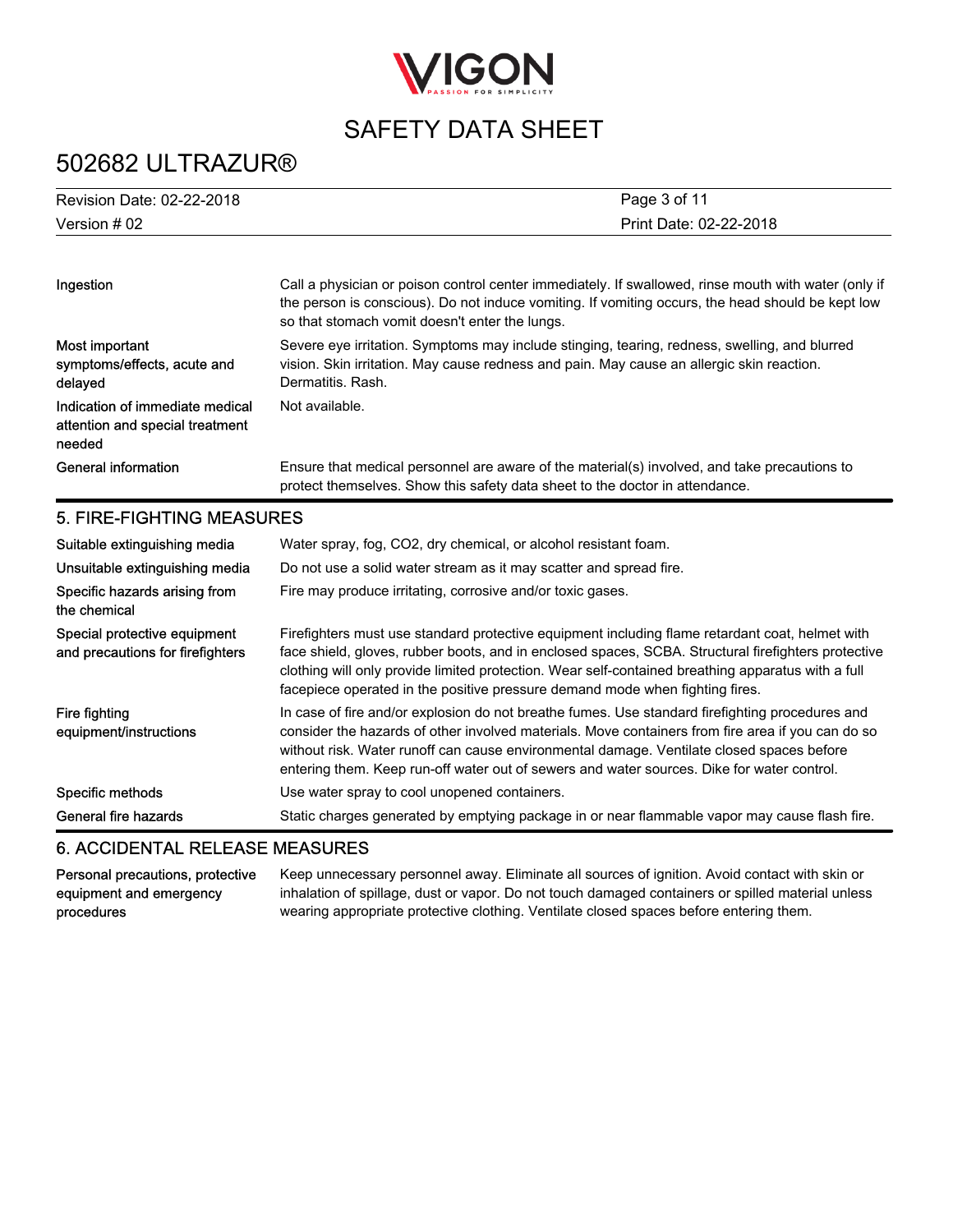| | |
|---|---|
| Ingestion | Call a physician or poison control center immediately. If swallowed, rinse mouth with water (only if the person is conscious). Do not induce vomiting. If vomiting occurs, the head should be kept low so that stomach vomit doesn't enter the lungs. |
| Most important symptoms/effects, acute and delayed | Severe eye irritation. Symptoms may include stinging, tearing, redness, swelling, and blurred vision. Skin irritation. May cause redness and pain. May cause an allergic skin reaction. Dermatitis. Rash. |
| Indication of immediate medical attention and special treatment needed | Not available. |
| General information | Ensure that medical personnel are aware of the material(s) involved, and take precautions to protect themselves. Show this safety data sheet to the doctor in attendance. |

## 5. FIRE-FIGHTING MEASURES

| | |
|---|---|
| Suitable extinguishing media | Water spray, fog, $CO_2$, dry chemical, or alcohol resistant foam. |
| Unsuitable extinguishing media | Do not use a solid water stream as it may scatter and spread fire. |
| Specific hazards arising from the chemical | Fire may produce irritating, corrosive and/or toxic gases. |
| Special protective equipment and precautions for firefighters | Firefighters must use standard protective equipment including flame retardant coat, helmet with face shield, gloves, rubber boots, and in enclosed spaces, SCBA. Structural firefighters protective clothing will only provide limited protection. Wear self-contained breathing apparatus with a full facepiece operated in the positive pressure demand mode when fighting fires. |
| Fire fighting equipment/instructions | In case of fire and/or explosion do not breathe fumes. Use standard firefighting procedures and consider the hazards of other involved materials. Move containers from fire area if you can do so without risk. Water runoff can cause environmental damage. Ventilate closed spaces before entering them. Keep run-off water out of sewers and water sources. Dike for water control. |
| Specific methods | Use water spray to cool unopened containers. |
| General fire hazards | Static charges generated by emptying package in or near flammable vapor may cause flash fire. |

## 6. ACCIDENTAL RELEASE MEASURES

| | |
|---|---|
| Personal precautions, protective equipment and emergency procedures | Keep unnecessary personnel away. Eliminate all sources of ignition. Avoid contact with skin or inhalation of spillage, dust or vapor. Do not touch damaged containers or spilled material unless wearing appropriate protective clothing. Ventilate closed spaces before entering them. |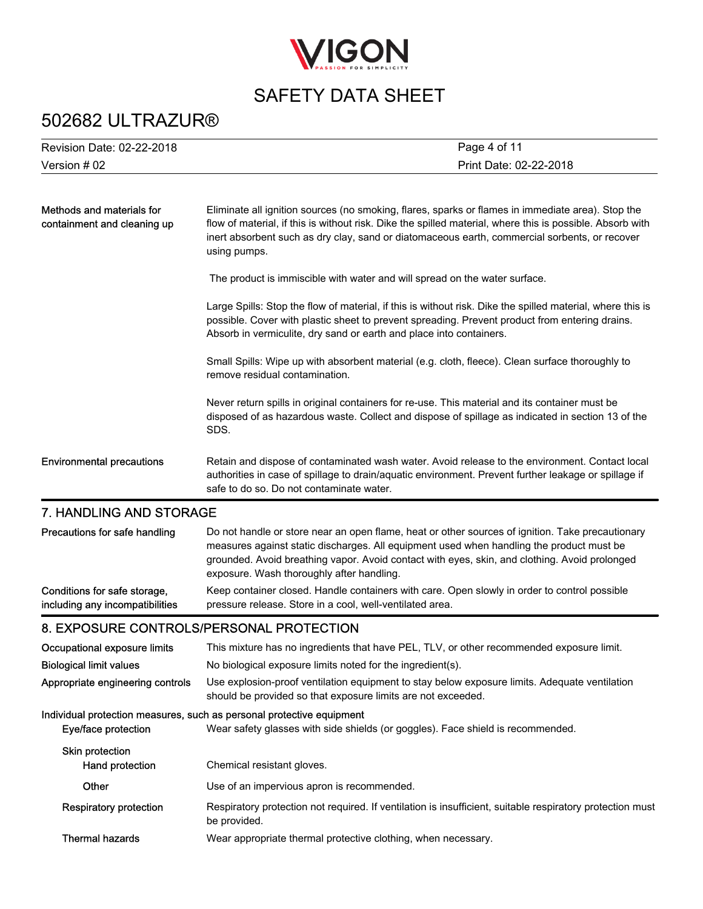**Methods and materials for containment and cleaning up**

Eliminate all ignition sources (no smoking, flares, sparks or flames in immediate area). Stop the flow of material, if this is without risk. Dike the spilled material, where this is possible. Absorb with inert absorbent such as dry clay, sand or diatomaceous earth, commercial sorbents, or recover using pumps.

The product is immiscible with water and will spread on the water surface.

Large Spills: Stop the flow of material, if this is without risk. Dike the spilled material, where this is possible. Cover with plastic sheet to prevent spreading. Prevent product from entering drains. Absorb in vermiculite, dry sand or earth and place into containers.

Small Spills: Wipe up with absorbent material (e.g. cloth, fleece). Clean surface thoroughly to remove residual contamination.

Never return spills in original containers for re-use. This material and its container must be disposed of as hazardous waste. Collect and dispose of spillage as indicated in section 13 of the SDS.

**Environmental precautions**

Retain and dispose of contaminated wash water. Avoid release to the environment. Contact local authorities in case of spillage to drain/aquatic environment. Prevent further leakage or spillage if safe to do so. Do not contaminate water.

## 7. HANDLING AND STORAGE

**Precautions for safe handling**

Do not handle or store near an open flame, heat or other sources of ignition. Take precautionary measures against static discharges. All equipment used when handling the product must be grounded. Avoid breathing vapor. Avoid contact with eyes, skin, and clothing. Avoid prolonged exposure. Wash thoroughly after handling.

**Conditions for safe storage, including any incompatibilities**

Keep container closed. Handle containers with care. Open slowly in order to control possible pressure release. Store in a cool, well-ventilated area.

## 8. EXPOSURE CONTROLS/PERSONAL PROTECTION

**Occupational exposure limits**

This mixture has no ingredients that have PEL, TLV, or other recommended exposure limit.

**Biological limit values**

No biological exposure limits noted for the ingredient(s).

**Appropriate engineering controls**

Use explosion-proof ventilation equipment to stay below exposure limits. Adequate ventilation should be provided so that exposure limits are not exceeded.

**Individual protection measures, such as personal protective equipment**

**Eye/face protection**

Wear safety glasses with side shields (or goggles). Face shield is recommended.

**Skin protection**

**Hand protection**

Chemical resistant gloves.

**Other**

Use of an impervious apron is recommended.

**Respiratory protection**

Respiratory protection not required. If ventilation is insufficient, suitable respiratory protection must be provided.

**Thermal hazards**

Wear appropriate thermal protective clothing, when necessary.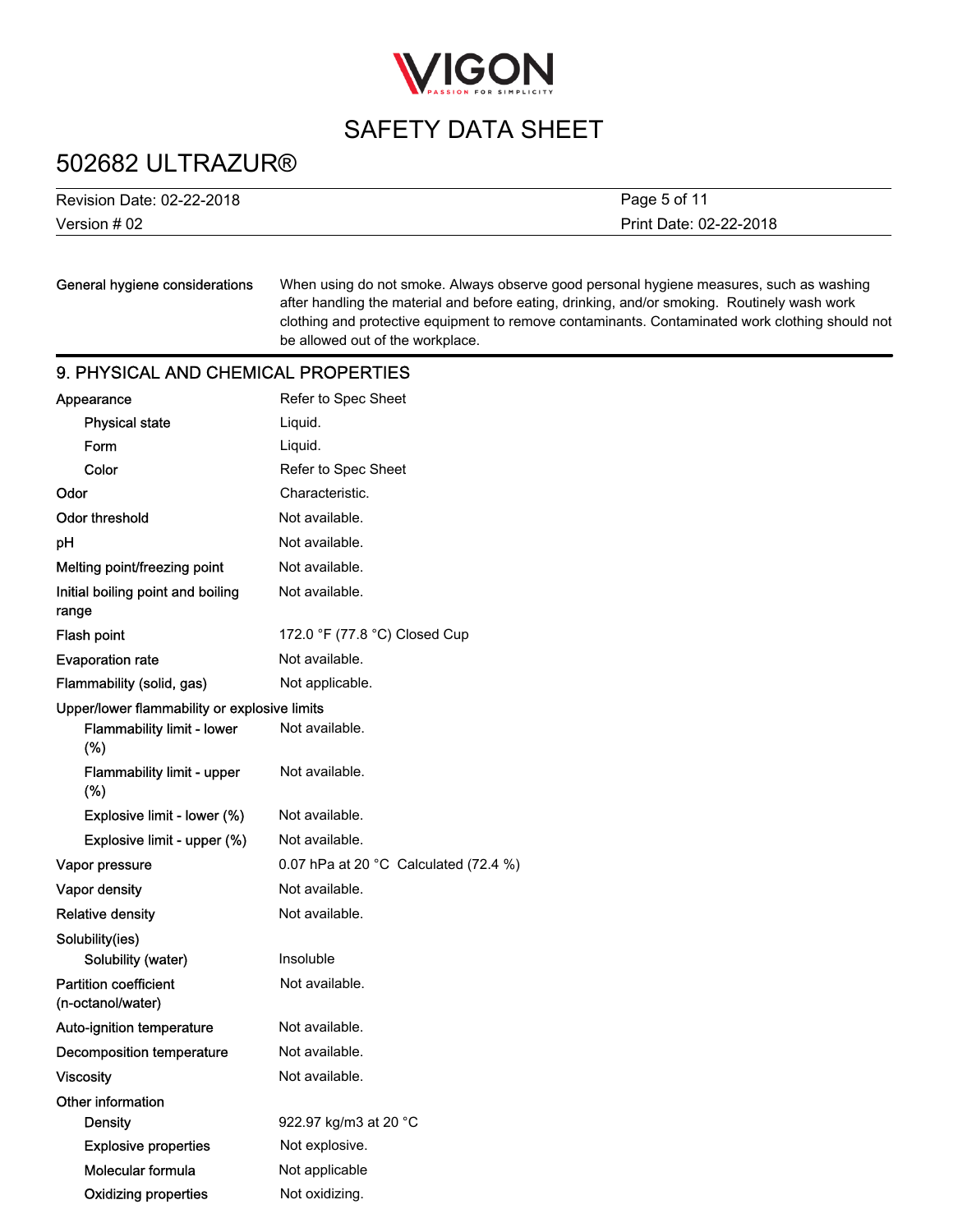| | |
|---|---|
| General hygiene considerations | When using do not smoke. Always observe good personal hygiene measures, such as washing after handling the material and before eating, drinking, and/or smoking. Routinely wash work clothing and protective equipment to remove contaminants. Contaminated work clothing should not be allowed out of the workplace. |

## 9. PHYSICAL AND CHEMICAL PROPERTIES

| | |
|---|---|
| Appearance | Refer to Spec Sheet |
| Physical state | Liquid. |
| Form | Liquid. |
| Color | Refer to Spec Sheet |
| Odor | Characteristic. |
| Odor threshold | Not available. |
| pH | Not available. |
| Melting point/freezing point | Not available. |
| Initial boiling point and boiling range | Not available. |
| Flash point | 172.0 °F (77.8 °C) Closed Cup |
| Evaporation rate | Not available. |
| Flammability (solid, gas) | Not applicable. |
| Upper/lower flammability or explosive limits | |
| Flammability limit - lower (%) | Not available. |
| Flammability limit - upper (%) | Not available. |
| Explosive limit - lower (%) | Not available. |
| Explosive limit - upper (%) | Not available. |
| Vapor pressure | 0.07 hPa at 20 °C Calculated (72.4 %) |
| Vapor density | Not available. |
| Relative density | Not available. |
| Solubility(ies) | |
| Solubility (water) | Insoluble |
| Partition coefficient (n-octanol/water) | Not available. |
| Auto-ignition temperature | Not available. |
| Decomposition temperature | Not available. |
| Viscosity | Not available. |
| Other information | |
| Density | 922.97 kg/m3 at 20 °C |
| Explosive properties | Not explosive. |
| Molecular formula | Not applicable |
| Oxidizing properties | Not oxidizing. |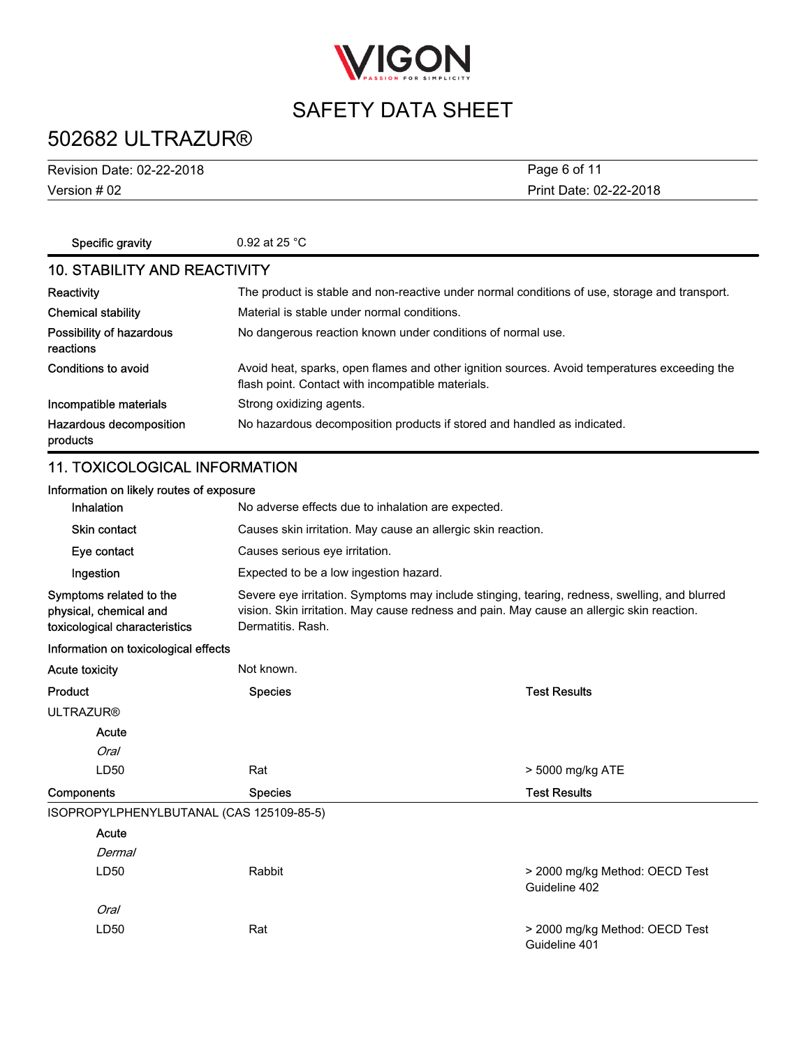| | |
|---|---|
| Specific gravity | 0.92 at 25 °C |

## 10. STABILITY AND REACTIVITY

| | |
|---|---|
| Reactivity | The product is stable and non-reactive under normal conditions of use, storage and transport. |
| Chemical stability | Material is stable under normal conditions. |
| Possibility of hazardous reactions | No dangerous reaction known under conditions of normal use. |
| Conditions to avoid | Avoid heat, sparks, open flames and other ignition sources. Avoid temperatures exceeding the flash point. Contact with incompatible materials. |
| Incompatible materials | Strong oxidizing agents. |
| Hazardous decomposition products | No hazardous decomposition products if stored and handled as indicated. |

## 11. TOXICOLOGICAL INFORMATION

**Information on likely routes of exposure**

| | |
|---|---|
| Inhalation | No adverse effects due to inhalation are expected. |
| Skin contact | Causes skin irritation. May cause an allergic skin reaction. |
| Eye contact | Causes serious eye irritation. |
| Ingestion | Expected to be a low ingestion hazard. |
| Symptoms related to the physical, chemical and toxicological characteristics | Severe eye irritation. Symptoms may include stinging, tearing, redness, swelling, and blurred vision. Skin irritation. May cause redness and pain. May cause an allergic skin reaction. Dermatitis. Rash. |

**Information on toxicological effects**

| | |
|---|---|
| Acute toxicity | Not known. |

| Product | Species | Test Results |
|---|---|---|
| ULTRAZUR® | | |
| Acute | | |
| *Oral* | | |
| LD50 | Rat | > 5000 mg/kg ATE |

| Components | Species | Test Results |
|---|---|---|
| ISOPROPYLPHENYLBUTANAL (CAS 125109-85-5) | | |
| Acute | | |
| *Dermal* | | |
| LD50 | Rabbit | > 2000 mg/kg Method: OECD Test Guideline 402 |
| *Oral* | | |
| LD50 | Rat | > 2000 mg/kg Method: OECD Test Guideline 401 |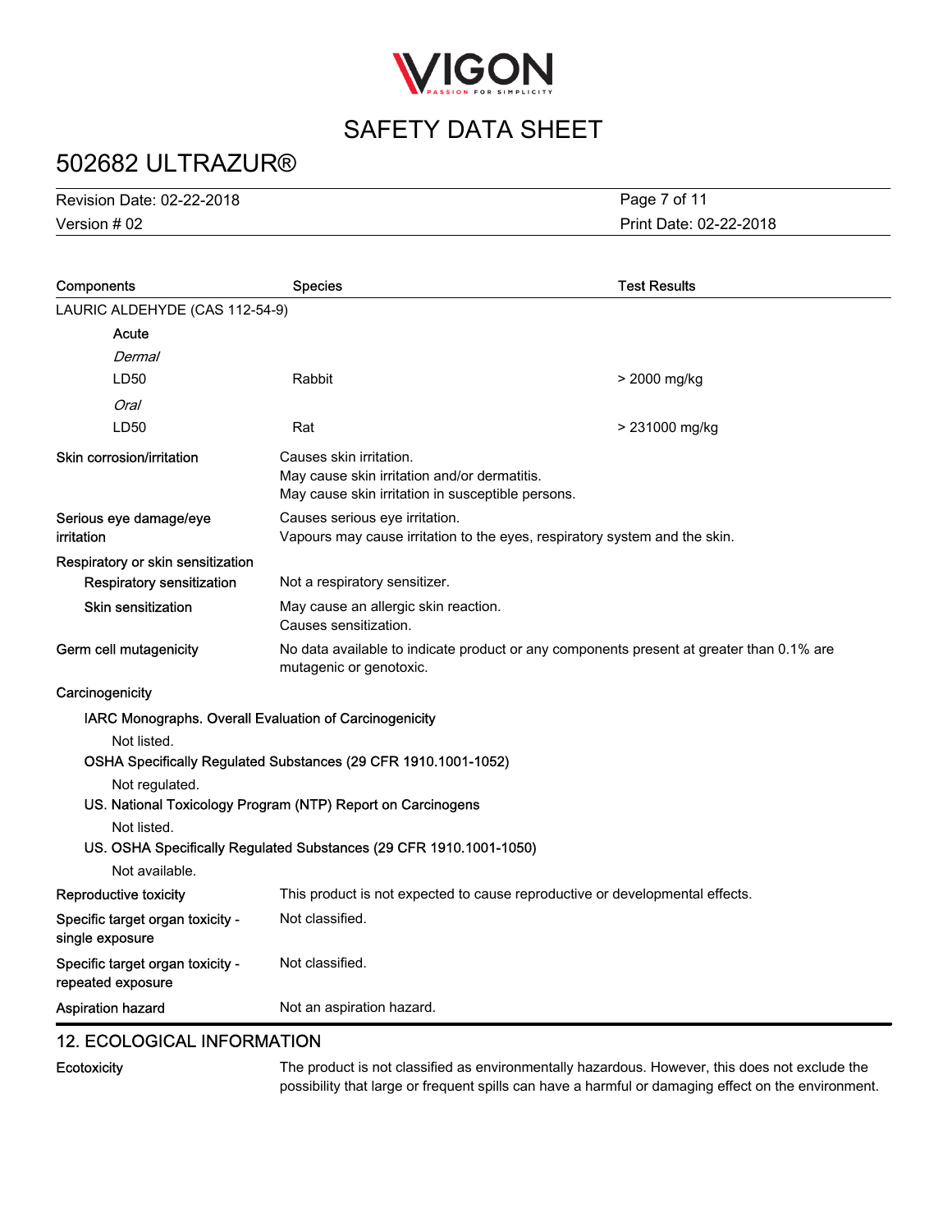| Components | Species | Test Results |
|---|---|---|
| LAURIC ALDEHYDE (CAS 112-54-9) | | |
| Acute | | |
| *Dermal* | | |
| LD50 | Rabbit | > 2000 mg/kg |
| *Oral* | | |
| LD50 | Rat | > 231000 mg/kg |

**Skin corrosion/irritation**
Causes skin irritation.
May cause skin irritation and/or dermatitis.
May cause skin irritation in susceptible persons.

**Serious eye damage/eye irritation**
Causes serious eye irritation.
Vapours may cause irritation to the eyes, respiratory system and the skin.

**Respiratory or skin sensitization**

**Respiratory sensitization**
Not a respiratory sensitizer.

**Skin sensitization**
May cause an allergic skin reaction.
Causes sensitization.

**Germ cell mutagenicity**
No data available to indicate product or any components present at greater than 0.1% are mutagenic or genotoxic.

**Carcinogenicity**

**IARC Monographs. Overall Evaluation of Carcinogenicity**
Not listed.

**OSHA Specifically Regulated Substances (29 CFR 1910.1001-1052)**
Not regulated.

**US. National Toxicology Program (NTP) Report on Carcinogens**
Not listed.

**US. OSHA Specifically Regulated Substances (29 CFR 1910.1001-1050)**
Not available.

**Reproductive toxicity**
This product is not expected to cause reproductive or developmental effects.

**Specific target organ toxicity - single exposure**
Not classified.

**Specific target organ toxicity - repeated exposure**
Not classified.

**Aspiration hazard**
Not an aspiration hazard.

## 12. ECOLOGICAL INFORMATION

**Ecotoxicity**
The product is not classified as environmentally hazardous. However, this does not exclude the possibility that large or frequent spills can have a harmful or damaging effect on the environment.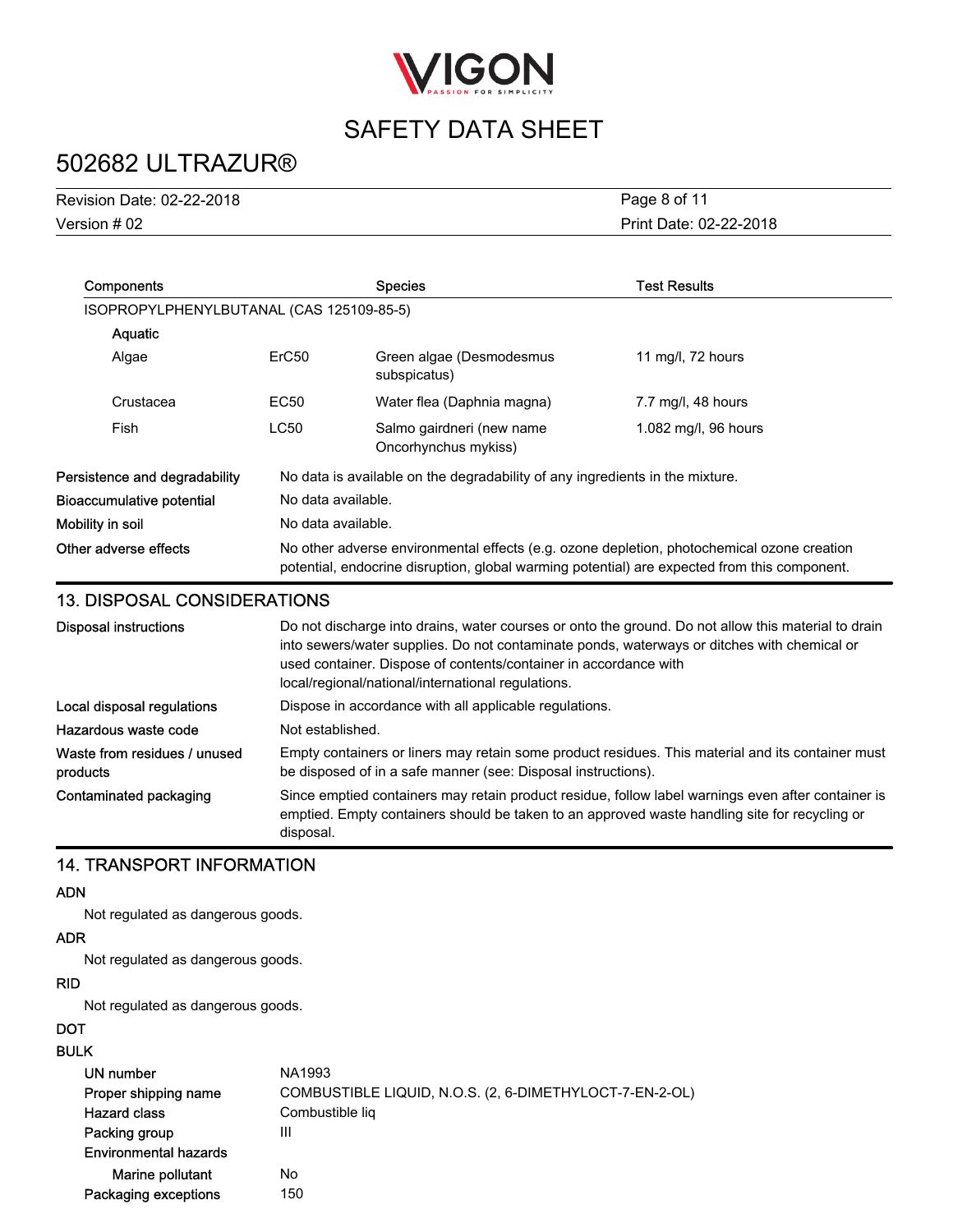| Components | | Species | Test Results |
|---|---|---|---|
| ISOPROPYLPHENYLBUTANAL (CAS 125109-85-5) | | | |
| Aquatic | | | |
| Algae | ErC50 | Green algae (Desmodesmus subspicatus) | 11 mg/l, 72 hours |
| Crustacea | EC50 | Water flea (Daphnia magna) | 7.7 mg/l, 48 hours |
| Fish | LC50 | Salmo gairdneri (new name Oncorhynchus mykiss) | 1.082 mg/l, 96 hours |

**Persistence and degradability** No data is available on the degradability of any ingredients in the mixture.

**Bioaccumulative potential** No data available.

**Mobility in soil** No data available.

**Other adverse effects** No other adverse environmental effects (e.g. ozone depletion, photochemical ozone creation potential, endocrine disruption, global warming potential) are expected from this component.

## 13. DISPOSAL CONSIDERATIONS

**Disposal instructions** Do not discharge into drains, water courses or onto the ground. Do not allow this material to drain into sewers/water supplies. Do not contaminate ponds, waterways or ditches with chemical or used container. Dispose of contents/container in accordance with local/regional/national/international regulations.

**Local disposal regulations** Dispose in accordance with all applicable regulations.

**Hazardous waste code** Not established.

**Waste from residues / unused products** Empty containers or liners may retain some product residues. This material and its container must be disposed of in a safe manner (see: Disposal instructions).

**Contaminated packaging** Since emptied containers may retain product residue, follow label warnings even after container is emptied. Empty containers should be taken to an approved waste handling site for recycling or disposal.

## 14. TRANSPORT INFORMATION

**ADN**

Not regulated as dangerous goods.

**ADR**

Not regulated as dangerous goods.

**RID**

Not regulated as dangerous goods.

**DOT**

**BULK**

**UN number** NA1993

**Proper shipping name** COMBUSTIBLE LIQUID, N.O.S. (2, 6-DIMETHYLOCT-7-EN-2-OL)

**Hazard class** Combustible liq

**Packing group** III

**Environmental hazards**

**Marine pollutant** No

**Packaging exceptions** 150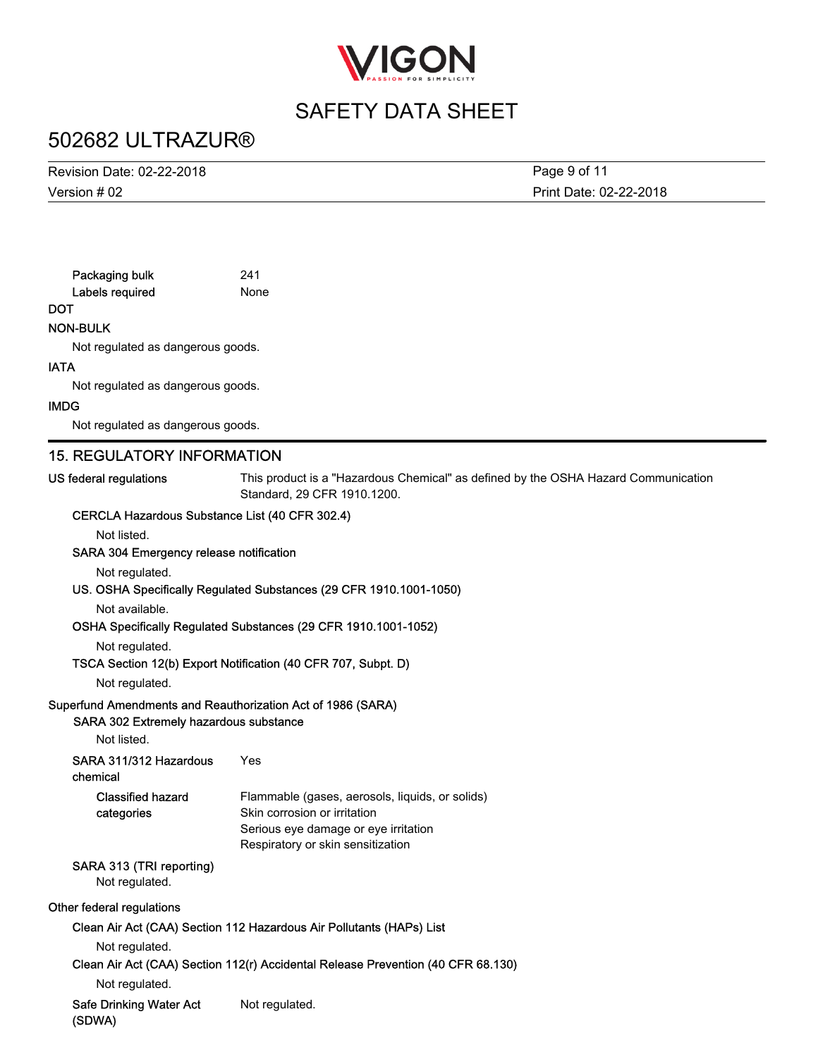| | |
|---|---|
| Packaging bulk | 241 |
| Labels required | None |

**DOT**

**NON-BULK**

Not regulated as dangerous goods.

**IATA**

Not regulated as dangerous goods.

**IMDG**

Not regulated as dangerous goods.

## 15. REGULATORY INFORMATION

**US federal regulations** This product is a "Hazardous Chemical" as defined by the OSHA Hazard Communication Standard, 29 CFR 1910.1200.

**CERCLA Hazardous Substance List (40 CFR 302.4)**

Not listed.

**SARA 304 Emergency release notification**

Not regulated.

**US. OSHA Specifically Regulated Substances (29 CFR 1910.1001-1050)**

Not available.

**OSHA Specifically Regulated Substances (29 CFR 1910.1001-1052)**

Not regulated.

**TSCA Section 12(b) Export Notification (40 CFR 707, Subpt. D)**

Not regulated.

**Superfund Amendments and Reauthorization Act of 1986 (SARA)**

**SARA 302 Extremely hazardous substance**

Not listed.

**SARA 311/312 Hazardous chemical** Yes

**Classified hazard categories**
- Flammable (gases, aerosols, liquids, or solids)
- Skin corrosion or irritation
- Serious eye damage or eye irritation
- Respiratory or skin sensitization

**SARA 313 (TRI reporting)**

Not regulated.

**Other federal regulations**

**Clean Air Act (CAA) Section 112 Hazardous Air Pollutants (HAPs) List**

Not regulated.

**Clean Air Act (CAA) Section 112(r) Accidental Release Prevention (40 CFR 68.130)**

Not regulated.

**Safe Drinking Water Act (SDWA)** Not regulated.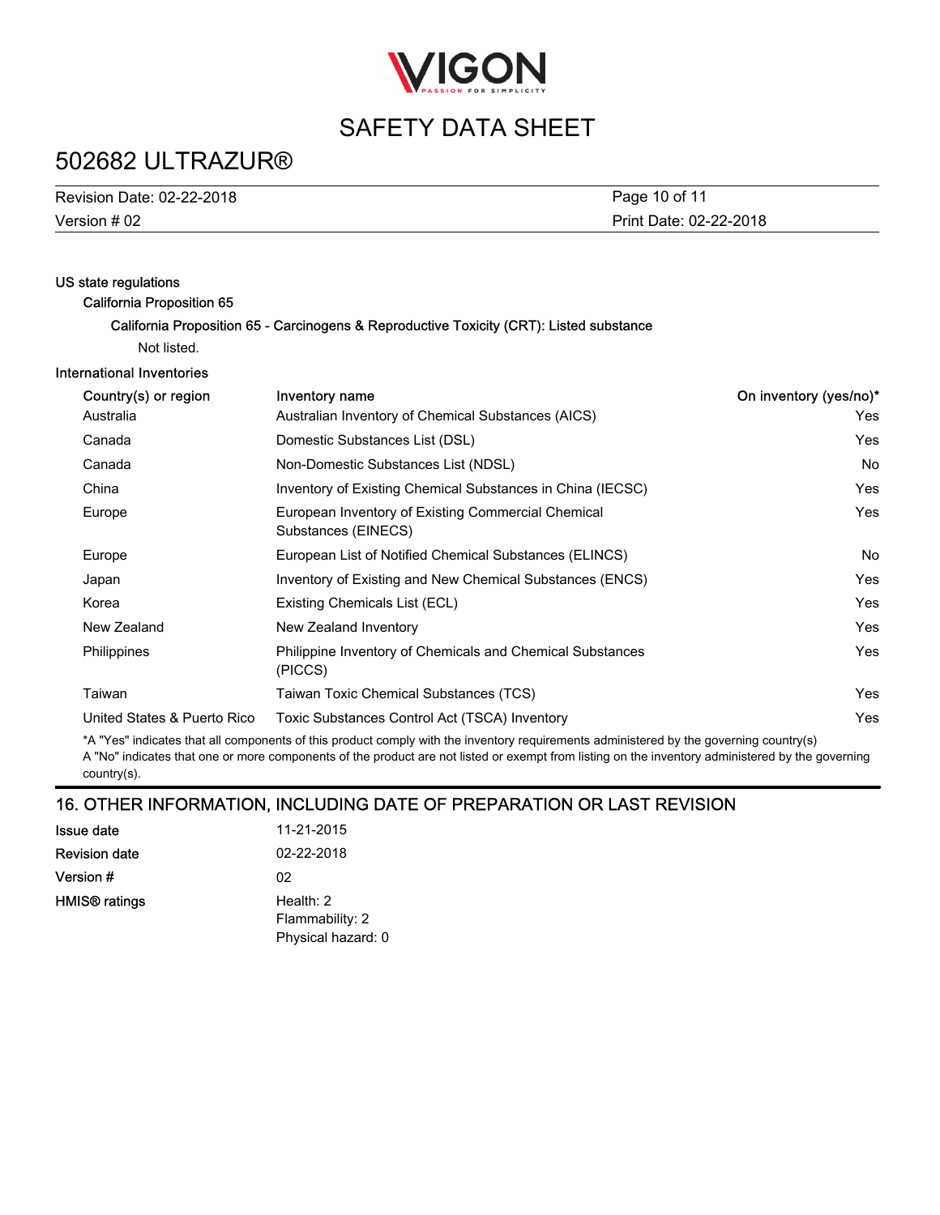**US state regulations**

**California Proposition 65**

**California Proposition 65 - Carcinogens & Reproductive Toxicity (CRT): Listed substance**

Not listed.

**International Inventories**

| Country(s) or region | Inventory name | On inventory (yes/no)* |
|---|---|---|
| Australia | Australian Inventory of Chemical Substances (AICS) | Yes |
| Canada | Domestic Substances List (DSL) | Yes |
| Canada | Non-Domestic Substances List (NDSL) | No |
| China | Inventory of Existing Chemical Substances in China (IECSC) | Yes |
| Europe | European Inventory of Existing Commercial Chemical Substances (EINECS) | Yes |
| Europe | European List of Notified Chemical Substances (ELINCS) | No |
| Japan | Inventory of Existing and New Chemical Substances (ENCS) | Yes |
| Korea | Existing Chemicals List (ECL) | Yes |
| New Zealand | New Zealand Inventory | Yes |
| Philippines | Philippine Inventory of Chemicals and Chemical Substances (PICCS) | Yes |
| Taiwan | Taiwan Toxic Chemical Substances (TCS) | Yes |
| United States & Puerto Rico | Toxic Substances Control Act (TSCA) Inventory | Yes |

*A "Yes" indicates that all components of this product comply with the inventory requirements administered by the governing country(s)
A "No" indicates that one or more components of the product are not listed or exempt from listing on the inventory administered by the governing country(s).

## 16. OTHER INFORMATION, INCLUDING DATE OF PREPARATION OR LAST REVISION

| | |
|---|---|
| **Issue date** | 11-21-2015 |
| **Revision date** | 02-22-2018 |
| **Version #** | 02 |
| **HMIS® ratings** | Health: 2<br>Flammability: 2<br>Physical hazard: 0 |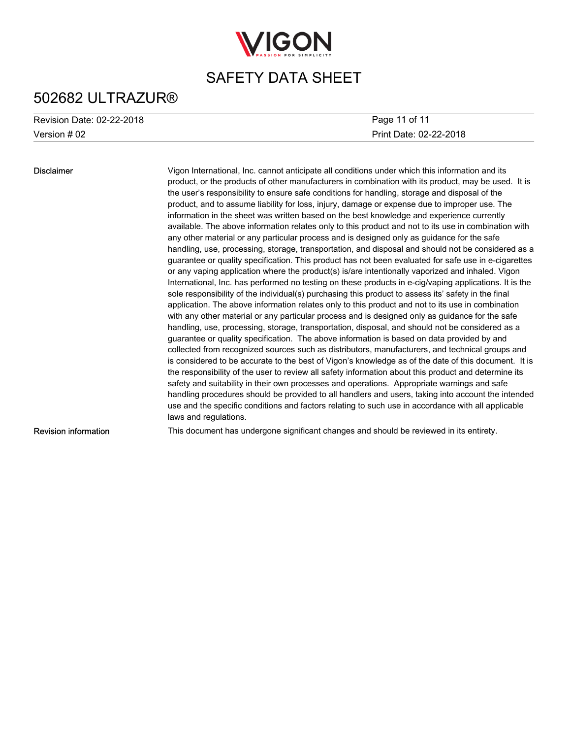**Disclaimer**

Vigon International, Inc. cannot anticipate all conditions under which this information and its product, or the products of other manufacturers in combination with its product, may be used. It is the user's responsibility to ensure safe conditions for handling, storage and disposal of the product, and to assume liability for loss, injury, damage or expense due to improper use. The information in the sheet was written based on the best knowledge and experience currently available. The above information relates only to this product and not to its use in combination with any other material or any particular process and is designed only as guidance for the safe handling, use, processing, storage, transportation, and disposal and should not be considered as a guarantee or quality specification. This product has not been evaluated for safe use in e-cigarettes or any vaping application where the product(s) is/are intentionally vaporized and inhaled. Vigon International, Inc. has performed no testing on these products in e-cig/vaping applications. It is the sole responsibility of the individual(s) purchasing this product to assess its' safety in the final application. The above information relates only to this product and not to its use in combination with any other material or any particular process and is designed only as guidance for the safe handling, use, processing, storage, transportation, disposal, and should not be considered as a guarantee or quality specification. The above information is based on data provided by and collected from recognized sources such as distributors, manufacturers, and technical groups and is considered to be accurate to the best of Vigon's knowledge as of the date of this document. It is the responsibility of the user to review all safety information about this product and determine its safety and suitability in their own processes and operations. Appropriate warnings and safe handling procedures should be provided to all handlers and users, taking into account the intended use and the specific conditions and factors relating to such use in accordance with all applicable laws and regulations.

**Revision information**

This document has undergone significant changes and should be reviewed in its entirety.